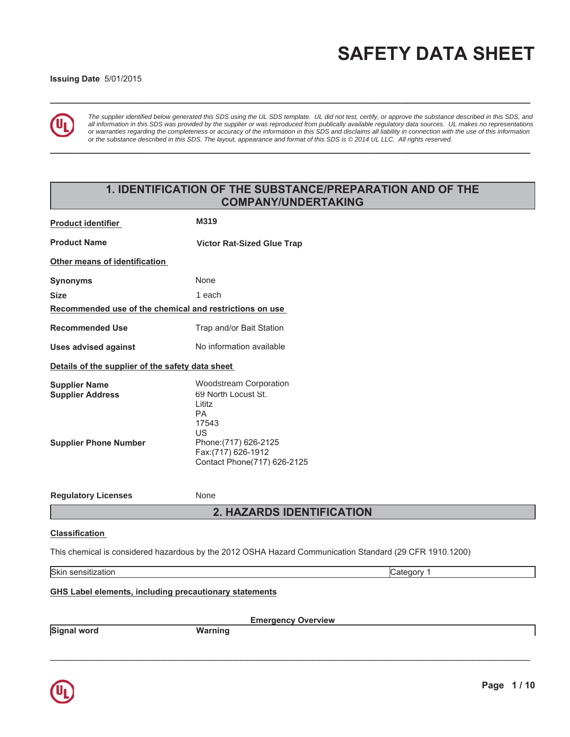# SAFETY DATA SHEET

**Issuing Date** 5/01/2015

*The supplier identified below generated this SDS using the UL SDS template. UL did not test, certify, or approve the substance described in this SDS, and all information in this SDS was provided by the supplier or was reproduced from publically available regulatory data sources. UL makes no representations or warranties regarding the completeness or accuracy of the information in this SDS and disclaims all liability in connection with the use of this information or the substance described in this SDS. The layout, appearance and format of this SDS is © 2014 UL LLC. All rights reserved.*

## 1. IDENTIFICATION OF THE SUBSTANCE/PREPARATION AND OF THE COMPANY/UNDERTAKING

**Product identifier** — **M319**

**Product Name** — **Victor Rat-Sized Glue Trap**

**Other means of identification**

**Synonyms** — None

**Size** — 1 each

**Recommended use of the chemical and restrictions on use**

**Recommended Use** — Trap and/or Bait Station

**Uses advised against** — No information available

**Details of the supplier of the safety data sheet**

**Supplier Name** — Woodstream Corporation

**Supplier Address** — 69 North Locust St.
Lititz
PA
17543
US

**Supplier Phone Number** — Phone:(717) 626-2125
Fax:(717) 626-1912
Contact Phone(717) 626-2125

**Regulatory Licenses** — None

## 2. HAZARDS IDENTIFICATION

**Classification**

This chemical is considered hazardous by the 2012 OSHA Hazard Communication Standard (29 CFR 1910.1200)

| Skin sensitization | Category 1 |
|---|---|

**GHS Label elements, including precautionary statements**

**Emergency Overview**

| **Signal word** | **Warning** |
|---|---|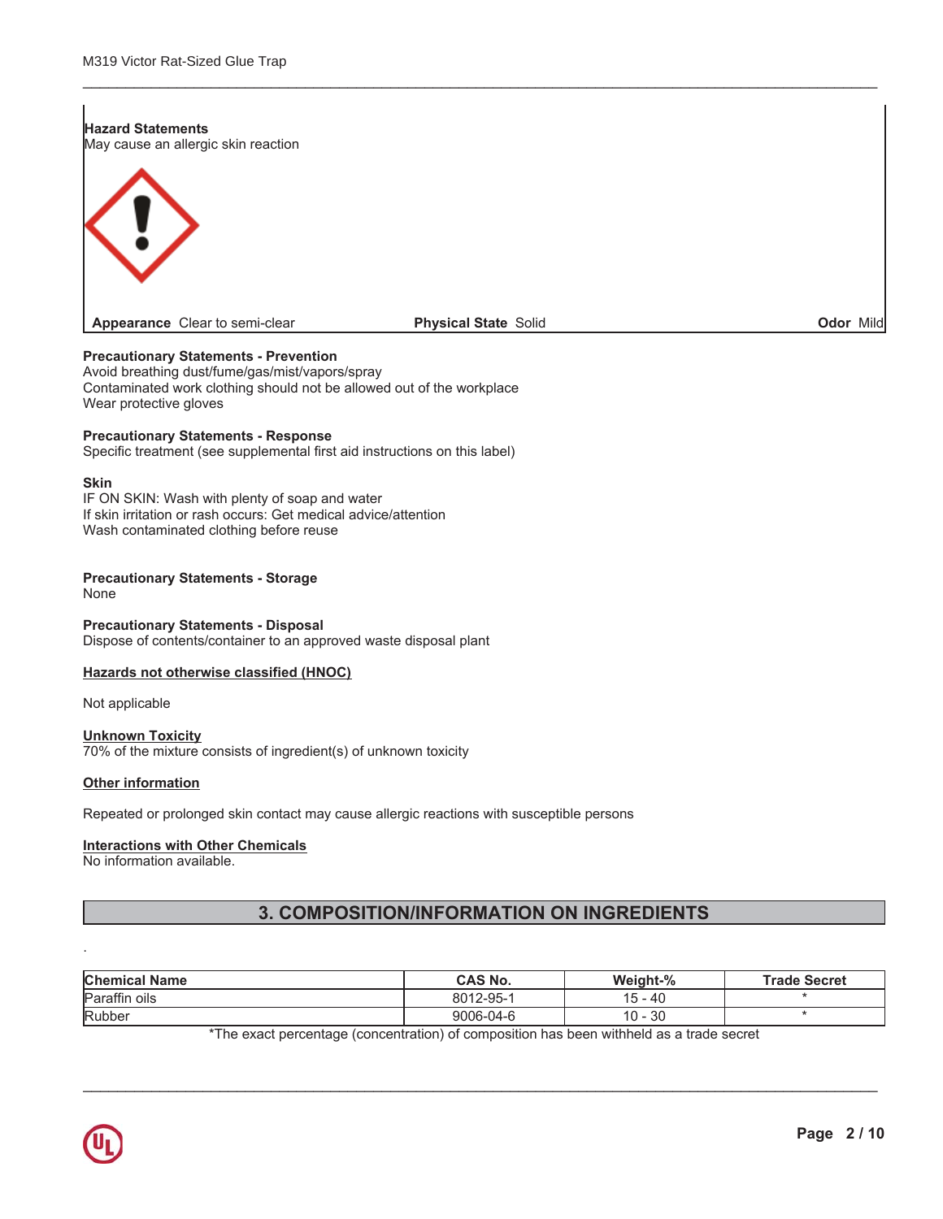**Hazard Statements**
May cause an allergic skin reaction

**Appearance** Clear to semi-clear **Physical State** Solid **Odor** Mild

**Precautionary Statements - Prevention**
Avoid breathing dust/fume/gas/mist/vapors/spray
Contaminated work clothing should not be allowed out of the workplace
Wear protective gloves

**Precautionary Statements - Response**
Specific treatment (see supplemental first aid instructions on this label)

**Skin**
IF ON SKIN: Wash with plenty of soap and water
If skin irritation or rash occurs: Get medical advice/attention
Wash contaminated clothing before reuse

**Precautionary Statements - Storage**
None

**Precautionary Statements - Disposal**
Dispose of contents/container to an approved waste disposal plant

**Hazards not otherwise classified (HNOC)**

Not applicable

**Unknown Toxicity**
70% of the mixture consists of ingredient(s) of unknown toxicity

**Other information**

Repeated or prolonged skin contact may cause allergic reactions with susceptible persons

**Interactions with Other Chemicals**
No information available.

## 3. COMPOSITION/INFORMATION ON INGREDIENTS

.

| Chemical Name | CAS No. | Weight-% | Trade Secret |
|---|---|---|---|
| Paraffin oils | 8012-95-1 | 15 - 40 | * |
| Rubber | 9006-04-6 | 10 - 30 | * |

*The exact percentage (concentration) of composition has been withheld as a trade secret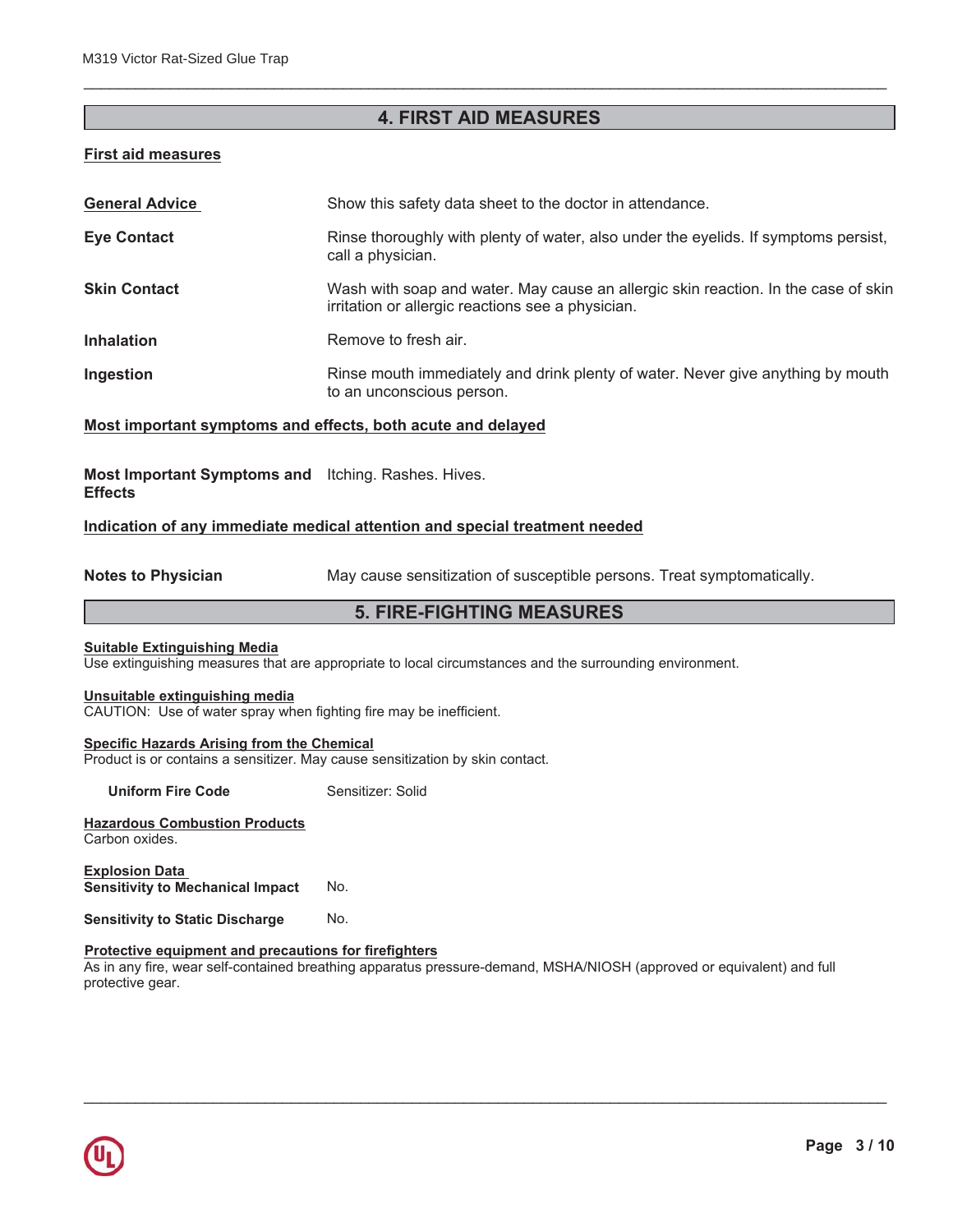## 4. FIRST AID MEASURES

**First aid measures**

| | |
|---|---|
| **General Advice** | Show this safety data sheet to the doctor in attendance. |
| **Eye Contact** | Rinse thoroughly with plenty of water, also under the eyelids. If symptoms persist, call a physician. |
| **Skin Contact** | Wash with soap and water. May cause an allergic skin reaction. In the case of skin irritation or allergic reactions see a physician. |
| **Inhalation** | Remove to fresh air. |
| **Ingestion** | Rinse mouth immediately and drink plenty of water. Never give anything by mouth to an unconscious person. |

**Most important symptoms and effects, both acute and delayed**

| | |
|---|---|
| **Most Important Symptoms and Effects** | Itching. Rashes. Hives. |

**Indication of any immediate medical attention and special treatment needed**

| | |
|---|---|
| **Notes to Physician** | May cause sensitization of susceptible persons. Treat symptomatically. |

## 5. FIRE-FIGHTING MEASURES

**Suitable Extinguishing Media**
Use extinguishing measures that are appropriate to local circumstances and the surrounding environment.

**Unsuitable extinguishing media**
CAUTION: Use of water spray when fighting fire may be inefficient.

**Specific Hazards Arising from the Chemical**
Product is or contains a sensitizer. May cause sensitization by skin contact.

| | |
|---|---|
| **Uniform Fire Code** | Sensitizer: Solid |

**Hazardous Combustion Products**
Carbon oxides.

**Explosion Data**

| | |
|---|---|
| **Sensitivity to Mechanical Impact** | No. |
| **Sensitivity to Static Discharge** | No. |

**Protective equipment and precautions for firefighters**
As in any fire, wear self-contained breathing apparatus pressure-demand, MSHA/NIOSH (approved or equivalent) and full protective gear.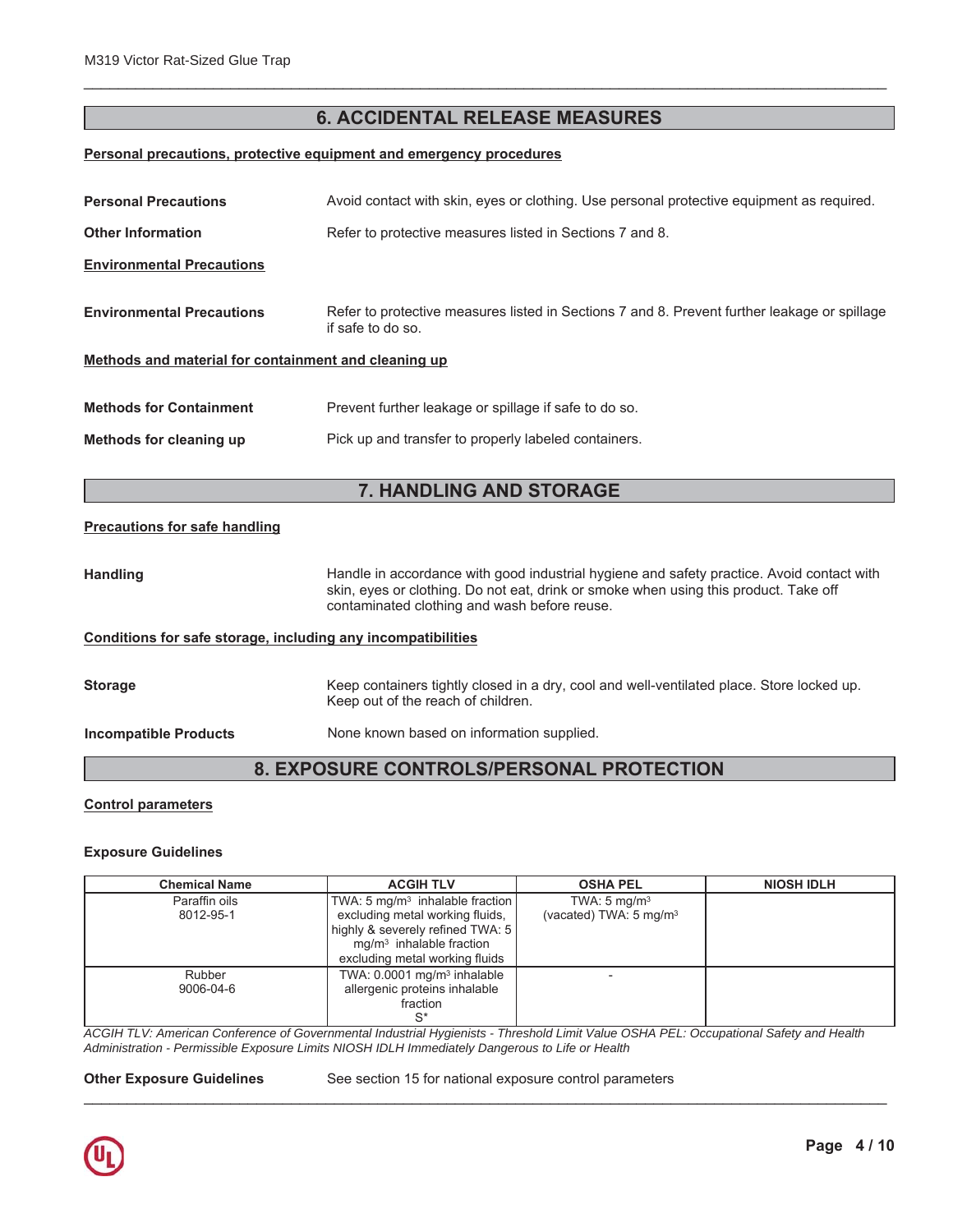## 6. ACCIDENTAL RELEASE MEASURES

**Personal precautions, protective equipment and emergency procedures**

**Personal Precautions** Avoid contact with skin, eyes or clothing. Use personal protective equipment as required.

**Other Information** Refer to protective measures listed in Sections 7 and 8.

**Environmental Precautions**

**Environmental Precautions** Refer to protective measures listed in Sections 7 and 8. Prevent further leakage or spillage if safe to do so.

**Methods and material for containment and cleaning up**

**Methods for Containment** Prevent further leakage or spillage if safe to do so.

**Methods for cleaning up** Pick up and transfer to properly labeled containers.

## 7. HANDLING AND STORAGE

**Precautions for safe handling**

**Handling** Handle in accordance with good industrial hygiene and safety practice. Avoid contact with skin, eyes or clothing. Do not eat, drink or smoke when using this product. Take off contaminated clothing and wash before reuse.

**Conditions for safe storage, including any incompatibilities**

**Storage** Keep containers tightly closed in a dry, cool and well-ventilated place. Store locked up. Keep out of the reach of children.

**Incompatible Products** None known based on information supplied.

## 8. EXPOSURE CONTROLS/PERSONAL PROTECTION

**Control parameters**

**Exposure Guidelines**

| Chemical Name | ACGIH TLV | OSHA PEL | NIOSH IDLH |
|---|---|---|---|
| Paraffin oils<br>8012-95-1 | TWA: 5 mg/m³ inhalable fraction excluding metal working fluids, highly & severely refined TWA: 5 mg/m³ inhalable fraction excluding metal working fluids | TWA: 5 mg/m³<br>(vacated) TWA: 5 mg/m³ | |
| Rubber<br>9006-04-6 | TWA: 0.0001 mg/m³ inhalable allergenic proteins inhalable fraction<br>S* | - | |

*ACGIH TLV: American Conference of Governmental Industrial Hygienists - Threshold Limit Value OSHA PEL: Occupational Safety and Health Administration - Permissible Exposure Limits NIOSH IDLH Immediately Dangerous to Life or Health*

**Other Exposure Guidelines** See section 15 for national exposure control parameters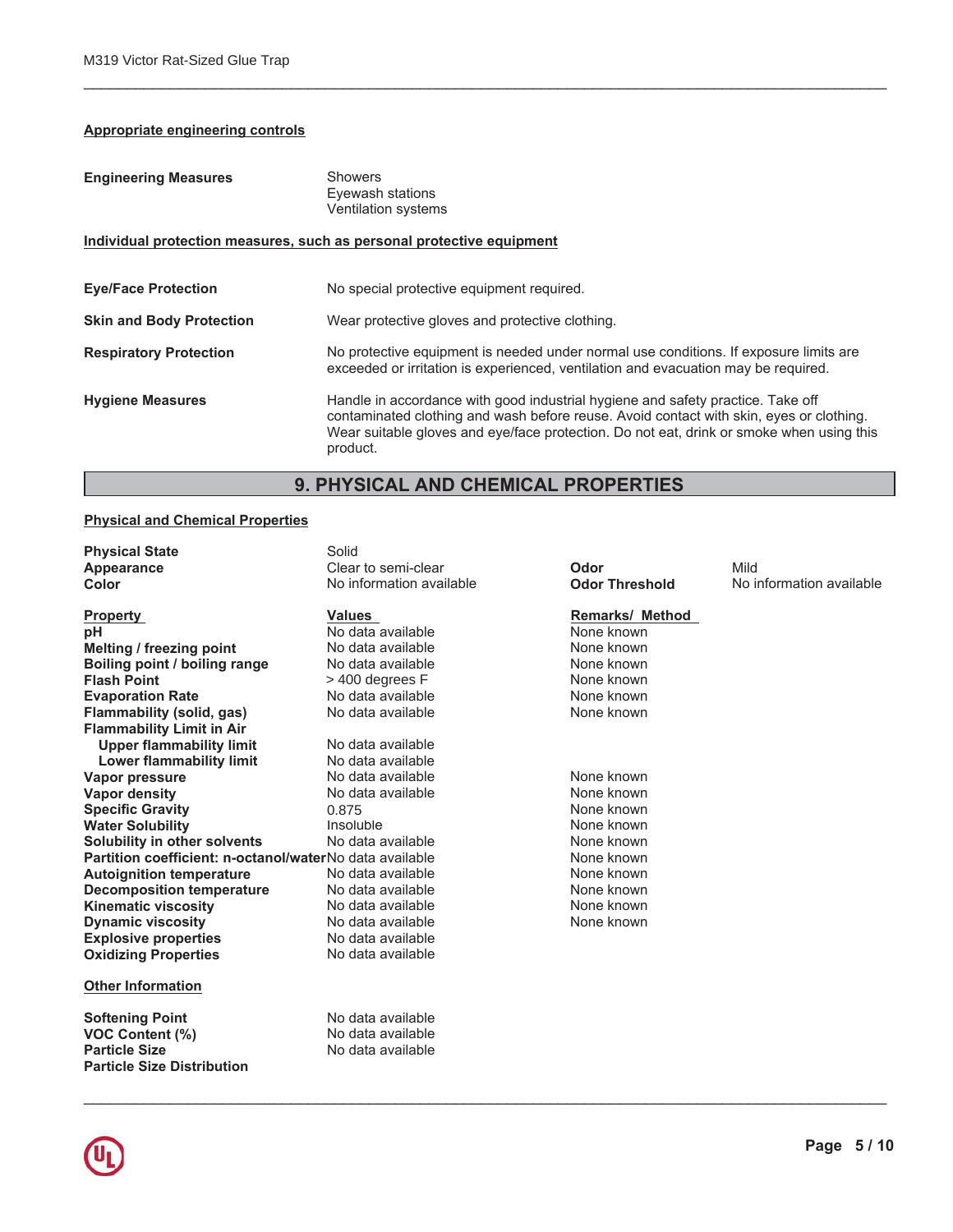**Appropriate engineering controls**

**Engineering Measures** Showers
Eyewash stations
Ventilation systems

**Individual protection measures, such as personal protective equipment**

**Eye/Face Protection** No special protective equipment required.

**Skin and Body Protection** Wear protective gloves and protective clothing.

**Respiratory Protection** No protective equipment is needed under normal use conditions. If exposure limits are exceeded or irritation is experienced, ventilation and evacuation may be required.

**Hygiene Measures** Handle in accordance with good industrial hygiene and safety practice. Take off contaminated clothing and wash before reuse. Avoid contact with skin, eyes or clothing. Wear suitable gloves and eye/face protection. Do not eat, drink or smoke when using this product.

## 9. PHYSICAL AND CHEMICAL PROPERTIES

**Physical and Chemical Properties**

| | | | |
|---|---|---|---|
| **Physical State** | Solid | | |
| **Appearance** | Clear to semi-clear | **Odor** | Mild |
| **Color** | No information available | **Odor Threshold** | No information available |

| **Property** | **Values** | **Remarks/ Method** |
|---|---|---|
| **pH** | No data available | None known |
| **Melting / freezing point** | No data available | None known |
| **Boiling point / boiling range** | No data available | None known |
| **Flash Point** | > 400 degrees F | None known |
| **Evaporation Rate** | No data available | None known |
| **Flammability (solid, gas)** | No data available | None known |
| **Flammability Limit in Air** | | |
| **Upper flammability limit** | No data available | |
| **Lower flammability limit** | No data available | |
| **Vapor pressure** | No data available | None known |
| **Vapor density** | No data available | None known |
| **Specific Gravity** | 0.875 | None known |
| **Water Solubility** | Insoluble | None known |
| **Solubility in other solvents** | No data available | None known |
| **Partition coefficient: n-octanol/water** | No data available | None known |
| **Autoignition temperature** | No data available | None known |
| **Decomposition temperature** | No data available | None known |
| **Kinematic viscosity** | No data available | None known |
| **Dynamic viscosity** | No data available | None known |
| **Explosive properties** | No data available | |
| **Oxidizing Properties** | No data available | |

**Other Information**

| | |
|---|---|
| **Softening Point** | No data available |
| **VOC Content (%)** | No data available |
| **Particle Size** | No data available |
| **Particle Size Distribution** | |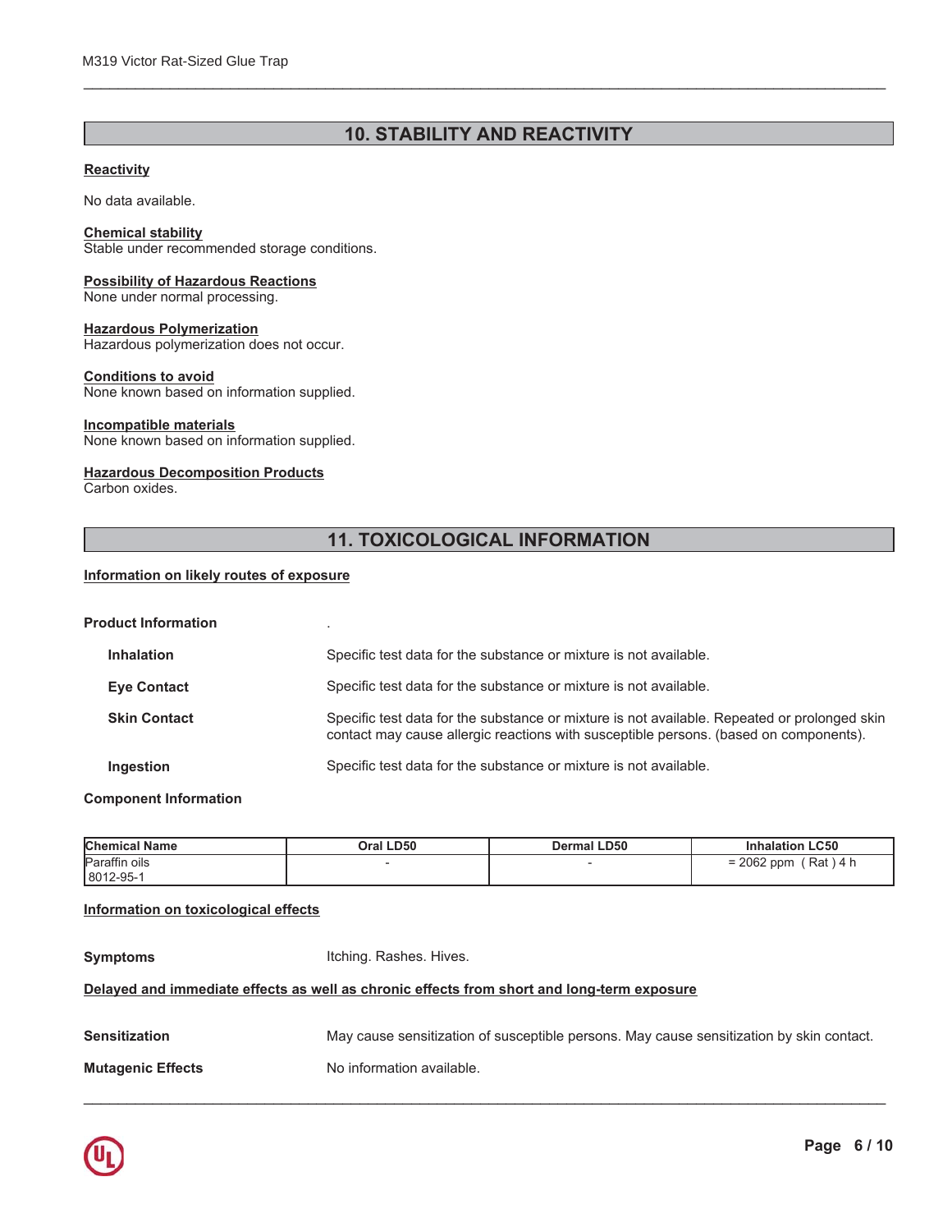## 10. STABILITY AND REACTIVITY

**Reactivity**

No data available.

**Chemical stability**
Stable under recommended storage conditions.

**Possibility of Hazardous Reactions**
None under normal processing.

**Hazardous Polymerization**
Hazardous polymerization does not occur.

**Conditions to avoid**
None known based on information supplied.

**Incompatible materials**
None known based on information supplied.

**Hazardous Decomposition Products**
Carbon oxides.

## 11. TOXICOLOGICAL INFORMATION

**Information on likely routes of exposure**

**Product Information** .

**Inhalation** Specific test data for the substance or mixture is not available.

**Eye Contact** Specific test data for the substance or mixture is not available.

**Skin Contact** Specific test data for the substance or mixture is not available. Repeated or prolonged skin contact may cause allergic reactions with susceptible persons. (based on components).

**Ingestion** Specific test data for the substance or mixture is not available.

**Component Information**

| Chemical Name | Oral LD50 | Dermal LD50 | Inhalation LC50 |
|---|---|---|---|
| Paraffin oils<br>8012-95-1 | - | - | = 2062 ppm ( Rat ) 4 h |

**Information on toxicological effects**

**Symptoms** Itching. Rashes. Hives.

**Delayed and immediate effects as well as chronic effects from short and long-term exposure**

**Sensitization** May cause sensitization of susceptible persons. May cause sensitization by skin contact.

**Mutagenic Effects** No information available.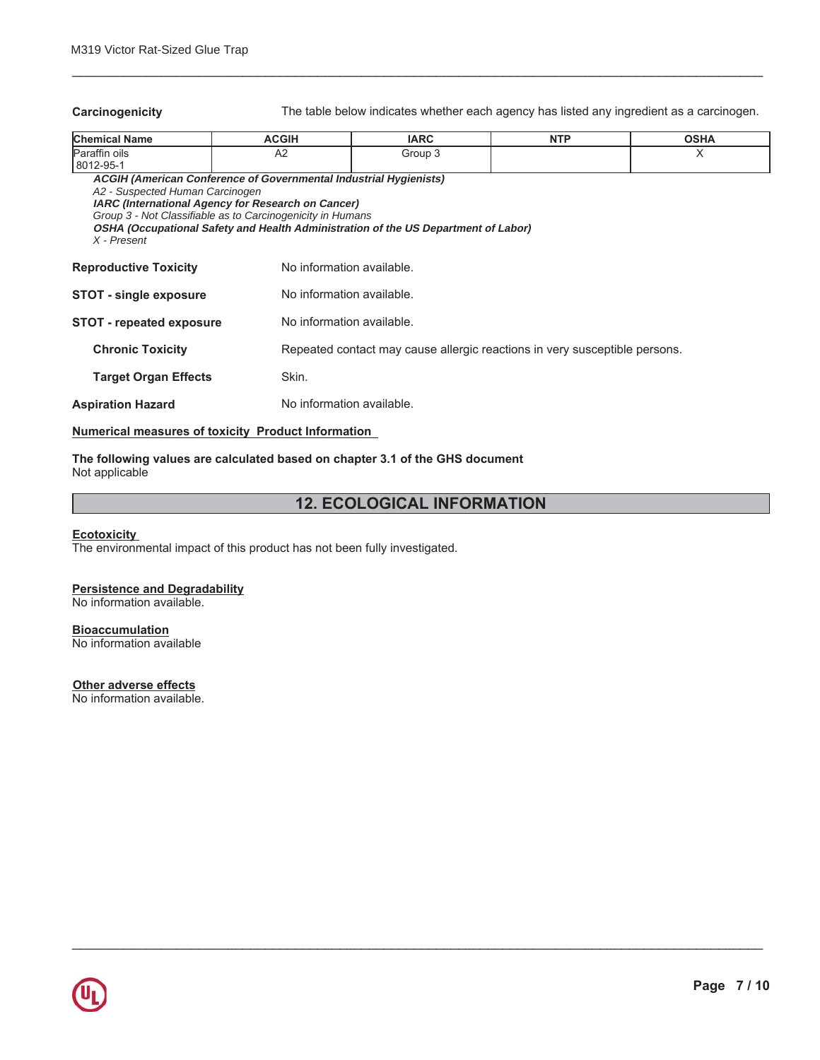**Carcinogenicity** The table below indicates whether each agency has listed any ingredient as a carcinogen.

| Chemical Name | ACGIH | IARC | NTP | OSHA |
|---|---|---|---|---|
| Paraffin oils 8012-95-1 | A2 | Group 3 | | X |

***ACGIH (American Conference of Governmental Industrial Hygienists)***
*A2 - Suspected Human Carcinogen*
***IARC (International Agency for Research on Cancer)***
*Group 3 - Not Classifiable as to Carcinogenicity in Humans*
***OSHA (Occupational Safety and Health Administration of the US Department of Labor)***
*X - Present*

**Reproductive Toxicity** No information available.

**STOT - single exposure** No information available.

**STOT - repeated exposure** No information available.

**Chronic Toxicity** Repeated contact may cause allergic reactions in very susceptible persons.

**Target Organ Effects** Skin.

**Aspiration Hazard** No information available.

**Numerical measures of toxicity Product Information**

**The following values are calculated based on chapter 3.1 of the GHS document**
Not applicable

## 12. ECOLOGICAL INFORMATION

**Ecotoxicity**
The environmental impact of this product has not been fully investigated.

**Persistence and Degradability**
No information available.

**Bioaccumulation**
No information available

**Other adverse effects**
No information available.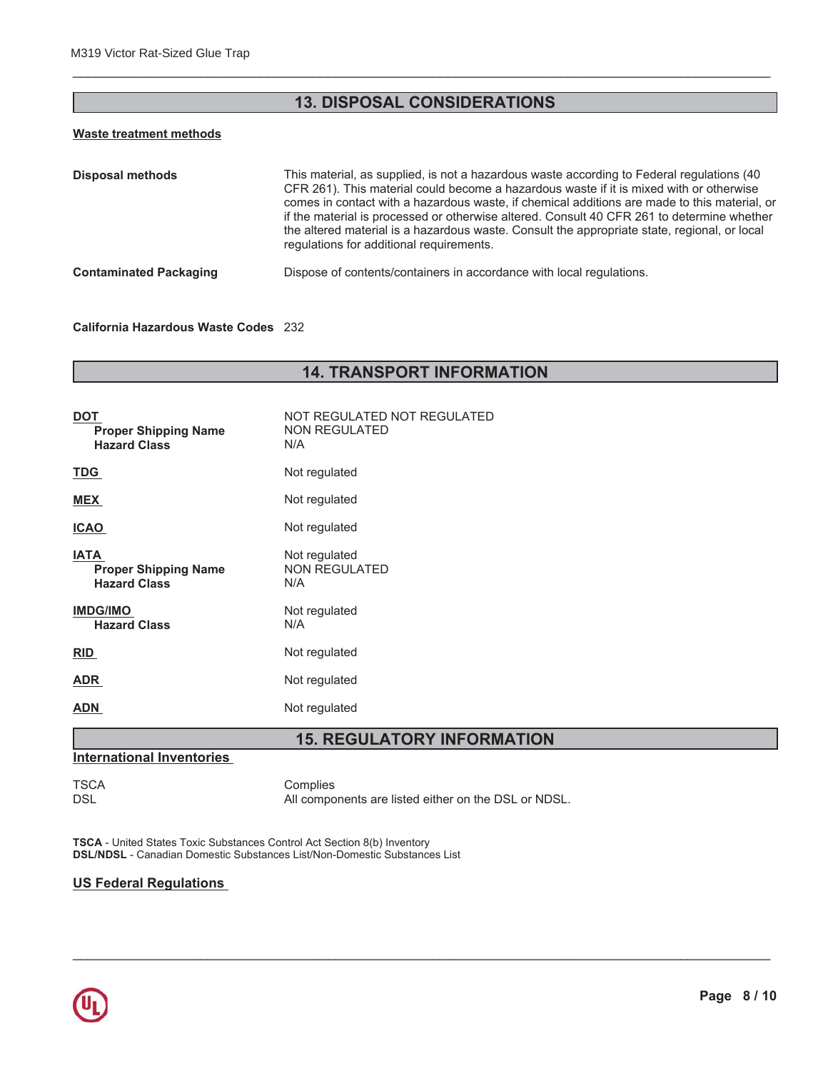## 13. DISPOSAL CONSIDERATIONS

### Waste treatment methods

| | |
|---|---|
| **Disposal methods** | This material, as supplied, is not a hazardous waste according to Federal regulations (40 CFR 261). This material could become a hazardous waste if it is mixed with or otherwise comes in contact with a hazardous waste, if chemical additions are made to this material, or if the material is processed or otherwise altered. Consult 40 CFR 261 to determine whether the altered material is a hazardous waste. Consult the appropriate state, regional, or local regulations for additional requirements. |
| **Contaminated Packaging** | Dispose of contents/containers in accordance with local regulations. |

**California Hazardous Waste Codes** 232

## 14. TRANSPORT INFORMATION

| | |
|---|---|
| **DOT** | NOT REGULATED NOT REGULATED |
| **Proper Shipping Name** | NON REGULATED |
| **Hazard Class** | N/A |
| **TDG** | Not regulated |
| **MEX** | Not regulated |
| **ICAO** | Not regulated |
| **IATA** | Not regulated |
| **Proper Shipping Name** | NON REGULATED |
| **Hazard Class** | N/A |
| **IMDG/IMO** | Not regulated |
| **Hazard Class** | N/A |
| **RID** | Not regulated |
| **ADR** | Not regulated |
| **ADN** | Not regulated |

## 15. REGULATORY INFORMATION

### International Inventories

| | |
|---|---|
| TSCA | Complies |
| DSL | All components are listed either on the DSL or NDSL. |

**TSCA** - United States Toxic Substances Control Act Section 8(b) Inventory
**DSL/NDSL** - Canadian Domestic Substances List/Non-Domestic Substances List

### US Federal Regulations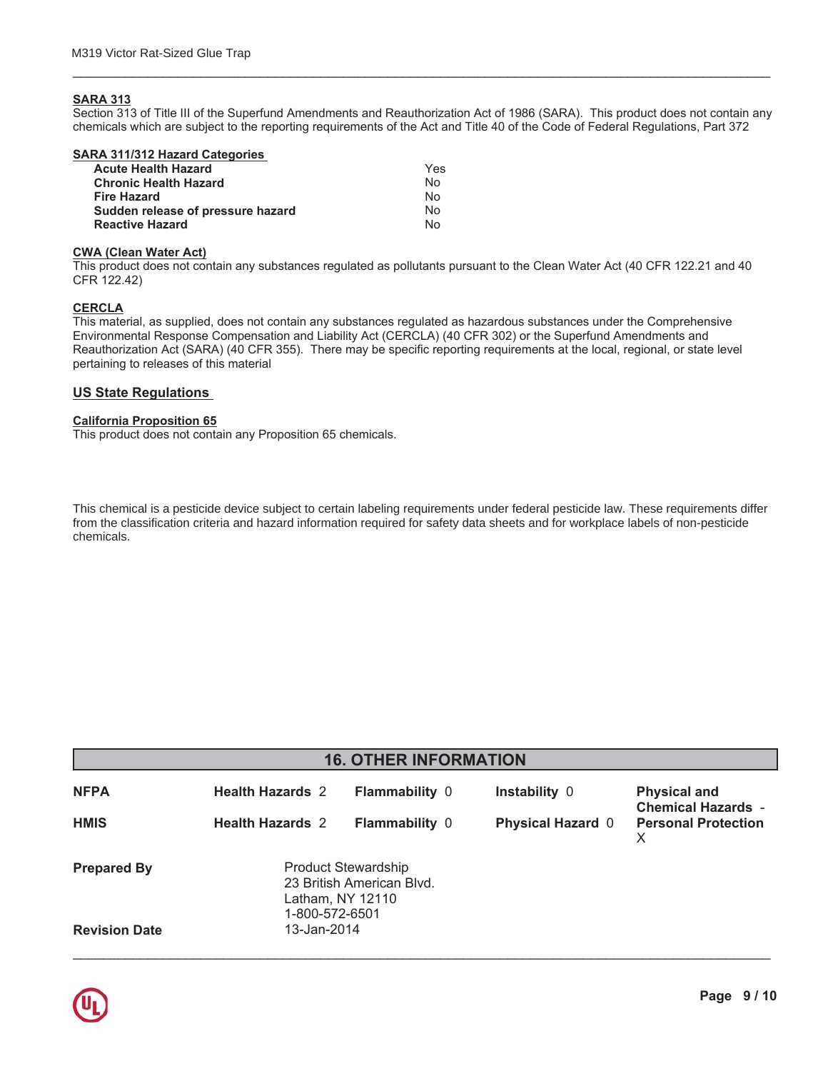**SARA 313**

Section 313 of Title III of the Superfund Amendments and Reauthorization Act of 1986 (SARA). This product does not contain any chemicals which are subject to the reporting requirements of the Act and Title 40 of the Code of Federal Regulations, Part 372

**SARA 311/312 Hazard Categories**

| | |
|---|---|
| **Acute Health Hazard** | Yes |
| **Chronic Health Hazard** | No |
| **Fire Hazard** | No |
| **Sudden release of pressure hazard** | No |
| **Reactive Hazard** | No |

**CWA (Clean Water Act)**

This product does not contain any substances regulated as pollutants pursuant to the Clean Water Act (40 CFR 122.21 and 40 CFR 122.42)

**CERCLA**

This material, as supplied, does not contain any substances regulated as hazardous substances under the Comprehensive Environmental Response Compensation and Liability Act (CERCLA) (40 CFR 302) or the Superfund Amendments and Reauthorization Act (SARA) (40 CFR 355). There may be specific reporting requirements at the local, regional, or state level pertaining to releases of this material

## US State Regulations

**California Proposition 65**

This product does not contain any Proposition 65 chemicals.

This chemical is a pesticide device subject to certain labeling requirements under federal pesticide law. These requirements differ from the classification criteria and hazard information required for safety data sheets and for workplace labels of non-pesticide chemicals.

## 16. OTHER INFORMATION

| | | | | |
|---|---|---|---|---|
| **NFPA** | **Health Hazards** 2 | **Flammability** 0 | **Instability** 0 | **Physical and Chemical Hazards** - |
| **HMIS** | **Health Hazards** 2 | **Flammability** 0 | **Physical Hazard** 0 | **Personal Protection** X |

**Prepared By**
Product Stewardship
23 British American Blvd.
Latham, NY 12110
1-800-572-6501

**Revision Date** 13-Jan-2014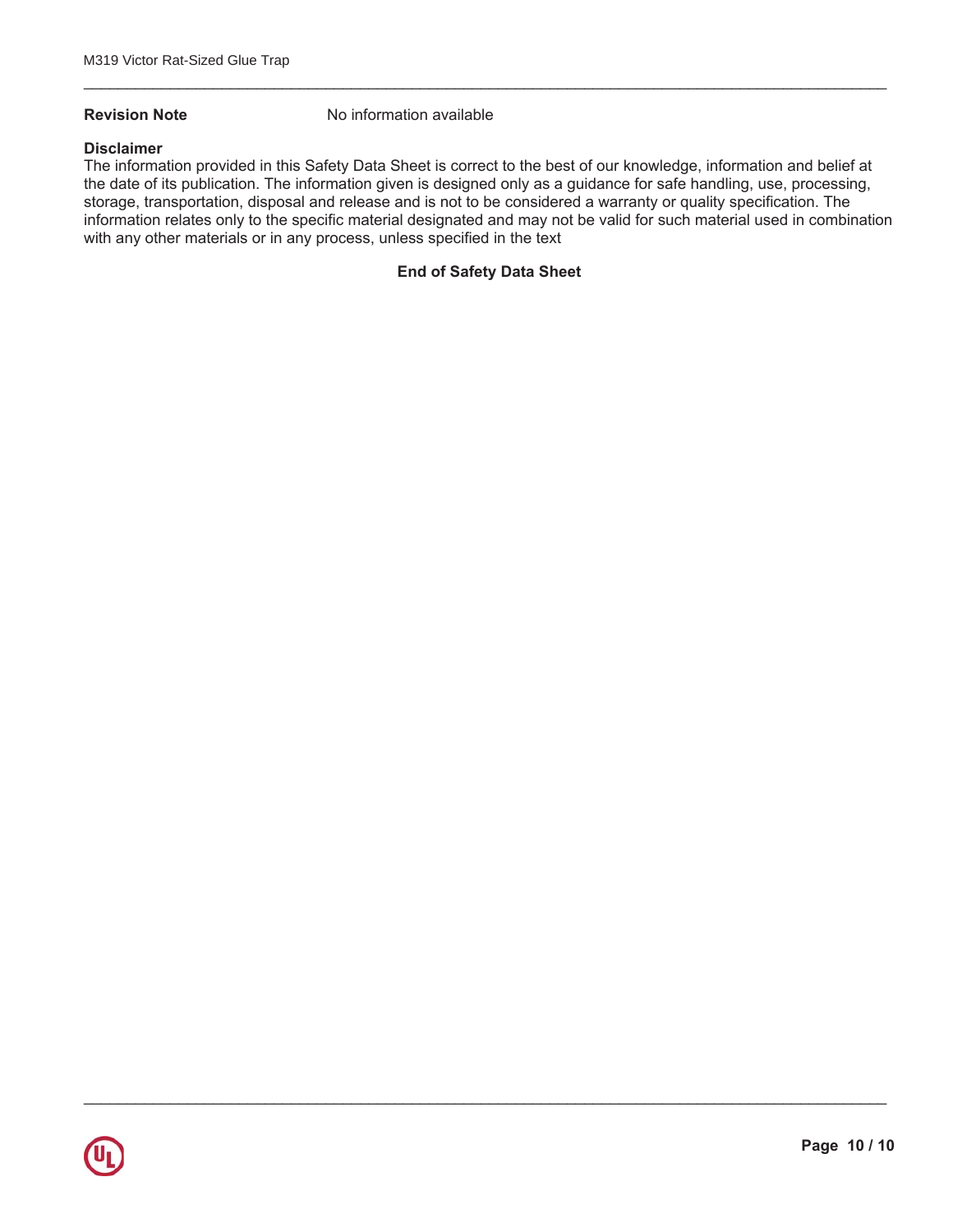**Revision Note** No information available

**Disclaimer**

The information provided in this Safety Data Sheet is correct to the best of our knowledge, information and belief at the date of its publication. The information given is designed only as a guidance for safe handling, use, processing, storage, transportation, disposal and release and is not to be considered a warranty or quality specification. The information relates only to the specific material designated and may not be valid for such material used in combination with any other materials or in any process, unless specified in the text

**End of Safety Data Sheet**